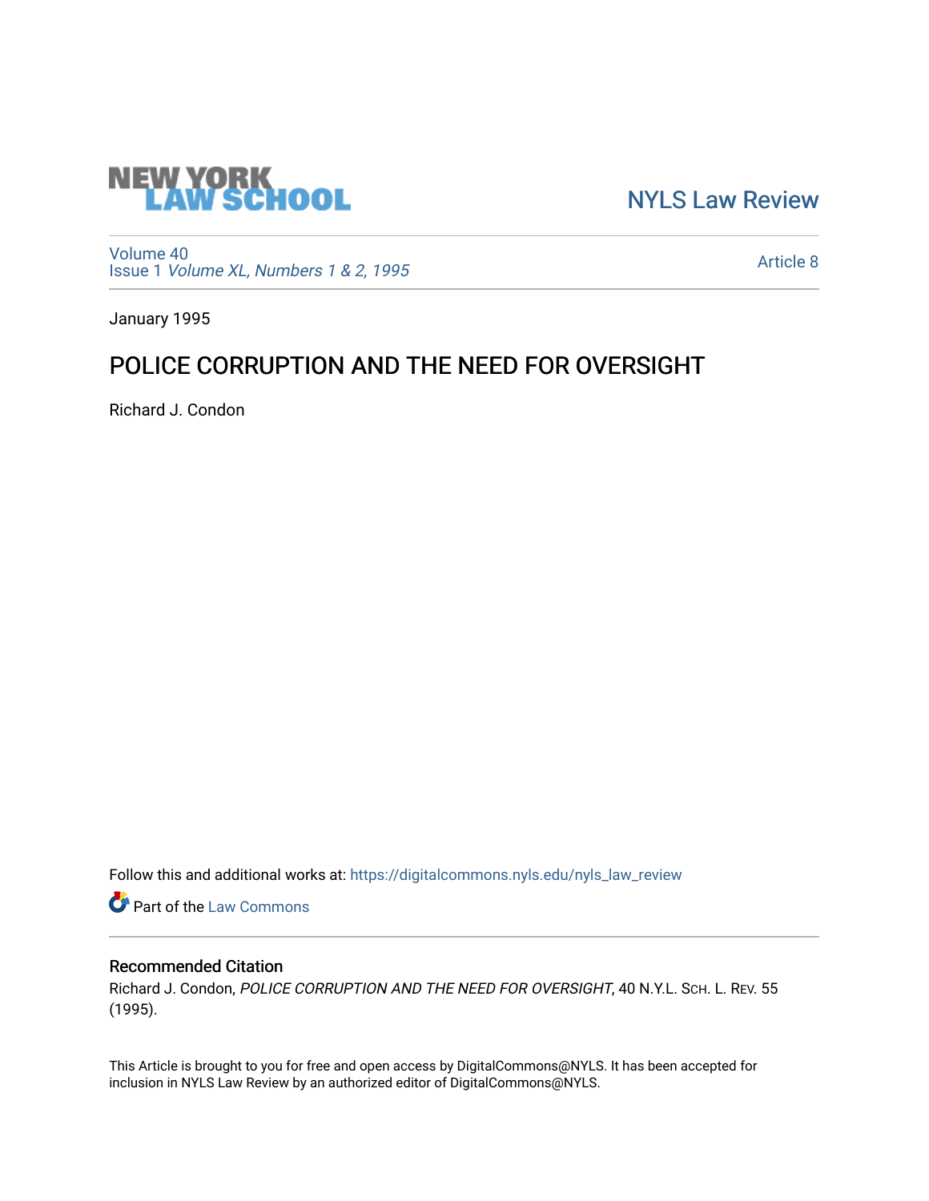NEW YORK LAW SCHOOL

NYLS Law Review

Volume 40
Issue 1 *Volume XL, Numbers 1 & 2, 1995*

Article 8

January 1995

# POLICE CORRUPTION AND THE NEED FOR OVERSIGHT

Richard J. Condon

Follow this and additional works at: https://digitalcommons.nyls.edu/nyls_law_review

Part of the Law Commons

## Recommended Citation

Richard J. Condon, *POLICE CORRUPTION AND THE NEED FOR OVERSIGHT*, 40 N.Y.L. Sch. L. Rev. 55 (1995).

This Article is brought to you for free and open access by DigitalCommons@NYLS. It has been accepted for inclusion in NYLS Law Review by an authorized editor of DigitalCommons@NYLS.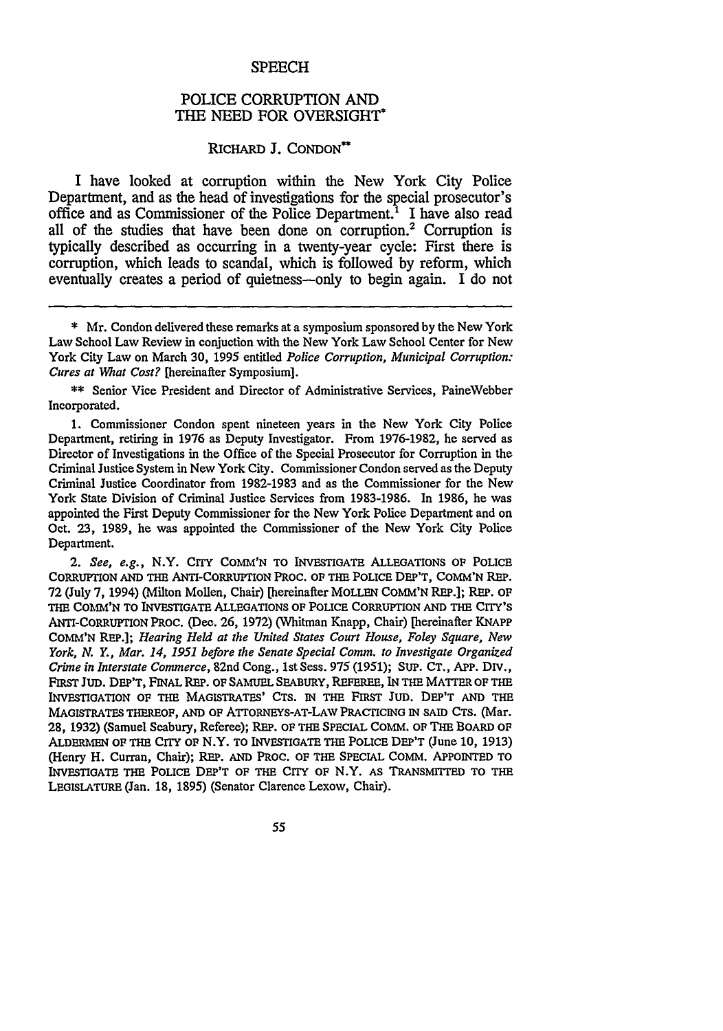SPEECH

# POLICE CORRUPTION AND THE NEED FOR OVERSIGHT*

RICHARD J. CONDON**

I have looked at corruption within the New York City Police Department, and as the head of investigations for the special prosecutor's office and as Commissioner of the Police Department.[1] I have also read all of the studies that have been done on corruption.[2] Corruption is typically described as occurring in a twenty-year cycle: First there is corruption, which leads to scandal, which is followed by reform, which eventually creates a period of quietness—only to begin again. I do not

---

\* Mr. Condon delivered these remarks at a symposium sponsored by the New York Law School Law Review in conjuction with the New York Law School Center for New York City Law on March 30, 1995 entitled *Police Corruption, Municipal Corruption: Cures at What Cost?* [hereinafter Symposium].

\*\* Senior Vice President and Director of Administrative Services, PaineWebber Incorporated.

1. Commissioner Condon spent nineteen years in the New York City Police Department, retiring in 1976 as Deputy Investigator. From 1976-1982, he served as Director of Investigations in the Office of the Special Prosecutor for Corruption in the Criminal Justice System in New York City. Commissioner Condon served as the Deputy Criminal Justice Coordinator from 1982-1983 and as the Commissioner for the New York State Division of Criminal Justice Services from 1983-1986. In 1986, he was appointed the First Deputy Commissioner for the New York Police Department and on Oct. 23, 1989, he was appointed the Commissioner of the New York City Police Department.

2. *See, e.g.*, N.Y. CITY COMM'N TO INVESTIGATE ALLEGATIONS OF POLICE CORRUPTION AND THE ANTI-CORRUPTION PROC. OF THE POLICE DEP'T, COMM'N REP. 72 (July 7, 1994) (Milton Mollen, Chair) [hereinafter MOLLEN COMM'N REP.]; REP. OF THE COMM'N TO INVESTIGATE ALLEGATIONS OF POLICE CORRUPTION AND THE CITY'S ANTI-CORRUPTION PROC. (Dec. 26, 1972) (Whitman Knapp, Chair) [hereinafter KNAPP COMM'N REP.]; *Hearing Held at the United States Court House, Foley Square, New York, N. Y., Mar. 14, 1951 before the Senate Special Comm. to Investigate Organized Crime in Interstate Commerce*, 82nd Cong., 1st Sess. 975 (1951); SUP. CT., APP. DIV., FIRST JUD. DEP'T, FINAL REP. OF SAMUEL SEABURY, REFEREE, IN THE MATTER OF THE INVESTIGATION OF THE MAGISTRATES' CTS. IN THE FIRST JUD. DEP'T AND THE MAGISTRATES THEREOF, AND OF ATTORNEYS-AT-LAW PRACTICING IN SAID CTS. (Mar. 28, 1932) (Samuel Seabury, Referee); REP. OF THE SPECIAL COMM. OF THE BOARD OF ALDERMEN OF THE CITY OF N.Y. TO INVESTIGATE THE POLICE DEP'T (June 10, 1913) (Henry H. Curran, Chair); REP. AND PROC. OF THE SPECIAL COMM. APPOINTED TO INVESTIGATE THE POLICE DEP'T OF THE CITY OF N.Y. AS TRANSMITTED TO THE LEGISLATURE (Jan. 18, 1895) (Senator Clarence Lexow, Chair).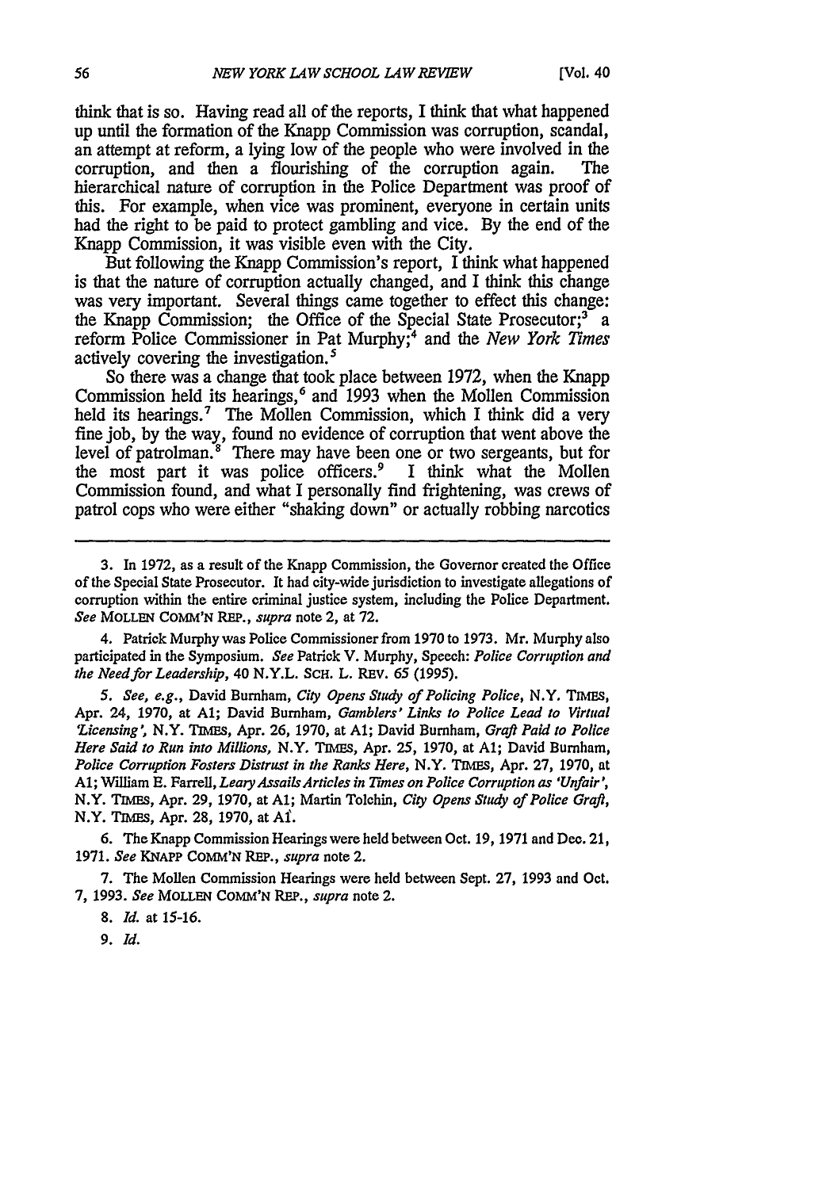think that is so. Having read all of the reports, I think that what happened up until the formation of the Knapp Commission was corruption, scandal, an attempt at reform, a lying low of the people who were involved in the corruption, and then a flourishing of the corruption again. The hierarchical nature of corruption in the Police Department was proof of this. For example, when vice was prominent, everyone in certain units had the right to be paid to protect gambling and vice. By the end of the Knapp Commission, it was visible even with the City.

But following the Knapp Commission's report, I think what happened is that the nature of corruption actually changed, and I think this change was very important. Several things came together to effect this change: the Knapp Commission; the Office of the Special State Prosecutor;[3] a reform Police Commissioner in Pat Murphy;[4] and the *New York Times* actively covering the investigation.[5]

So there was a change that took place between 1972, when the Knapp Commission held its hearings,[6] and 1993 when the Mollen Commission held its hearings.[7] The Mollen Commission, which I think did a very fine job, by the way, found no evidence of corruption that went above the level of patrolman.[8] There may have been one or two sergeants, but for the most part it was police officers.[9] I think what the Mollen Commission found, and what I personally find frightening, was crews of patrol cops who were either "shaking down" or actually robbing narcotics

---

3. In 1972, as a result of the Knapp Commission, the Governor created the Office of the Special State Prosecutor. It had city-wide jurisdiction to investigate allegations of corruption within the entire criminal justice system, including the Police Department. *See* MOLLEN COMM'N REP., *supra* note 2, at 72.

4. Patrick Murphy was Police Commissioner from 1970 to 1973. Mr. Murphy also participated in the Symposium. *See* Patrick V. Murphy, Speech: *Police Corruption and the Need for Leadership*, 40 N.Y.L. SCH. L. REV. 65 (1995).

5. *See, e.g.*, David Burnham, *City Opens Study of Policing Police*, N.Y. TIMES, Apr. 24, 1970, at A1; David Burnham, *Gamblers' Links to Police Lead to Virtual 'Licensing'*, N.Y. TIMES, Apr. 26, 1970, at A1; David Burnham, *Graft Paid to Police Here Said to Run into Millions*, N.Y. TIMES, Apr. 25, 1970, at A1; David Burnham, *Police Corruption Fosters Distrust in the Ranks Here*, N.Y. TIMES, Apr. 27, 1970, at A1; William E. Farrell, *Leary Assails Articles in Times on Police Corruption as 'Unfair'*, N.Y. TIMES, Apr. 29, 1970, at A1; Martin Tolchin, *City Opens Study of Police Graft*, N.Y. TIMES, Apr. 28, 1970, at A1.

6. The Knapp Commission Hearings were held between Oct. 19, 1971 and Dec. 21, 1971. *See* KNAPP COMM'N REP., *supra* note 2.

7. The Mollen Commission Hearings were held between Sept. 27, 1993 and Oct. 7, 1993. *See* MOLLEN COMM'N REP., *supra* note 2.

8. *Id.* at 15-16.

9. *Id.*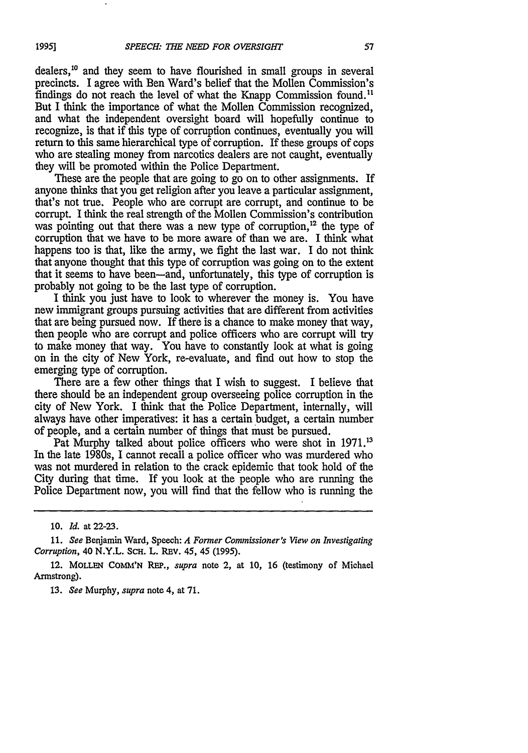dealers,[10] and they seem to have flourished in small groups in several precincts. I agree with Ben Ward's belief that the Mollen Commission's findings do not reach the level of what the Knapp Commission found.[11] But I think the importance of what the Mollen Commission recognized, and what the independent oversight board will hopefully continue to recognize, is that if this type of corruption continues, eventually you will return to this same hierarchical type of corruption. If these groups of cops who are stealing money from narcotics dealers are not caught, eventually they will be promoted within the Police Department.

These are the people that are going to go on to other assignments. If anyone thinks that you get religion after you leave a particular assignment, that's not true. People who are corrupt are corrupt, and continue to be corrupt. I think the real strength of the Mollen Commission's contribution was pointing out that there was a new type of corruption,[12] the type of corruption that we have to be more aware of than we are. I think what happens too is that, like the army, we fight the last war. I do not think that anyone thought that this type of corruption was going on to the extent that it seems to have been—and, unfortunately, this type of corruption is probably not going to be the last type of corruption.

I think you just have to look to wherever the money is. You have new immigrant groups pursuing activities that are different from activities that are being pursued now. If there is a chance to make money that way, then people who are corrupt and police officers who are corrupt will try to make money that way. You have to constantly look at what is going on in the city of New York, re-evaluate, and find out how to stop the emerging type of corruption.

There are a few other things that I wish to suggest. I believe that there should be an independent group overseeing police corruption in the city of New York. I think that the Police Department, internally, will always have other imperatives: it has a certain budget, a certain number of people, and a certain number of things that must be pursued.

Pat Murphy talked about police officers who were shot in 1971.[13] In the late 1980s, I cannot recall a police officer who was murdered who was not murdered in relation to the crack epidemic that took hold of the City during that time. If you look at the people who are running the Police Department now, you will find that the fellow who is running the

---

10. *Id.* at 22-23.

11. *See* Benjamin Ward, Speech: *A Former Commissioner's View on Investigating Corruption*, 40 N.Y.L. SCH. L. REV. 45, 45 (1995).

12. MOLLEN COMM'N REP., *supra* note 2, at 10, 16 (testimony of Michael Armstrong).

13. *See* Murphy, *supra* note 4, at 71.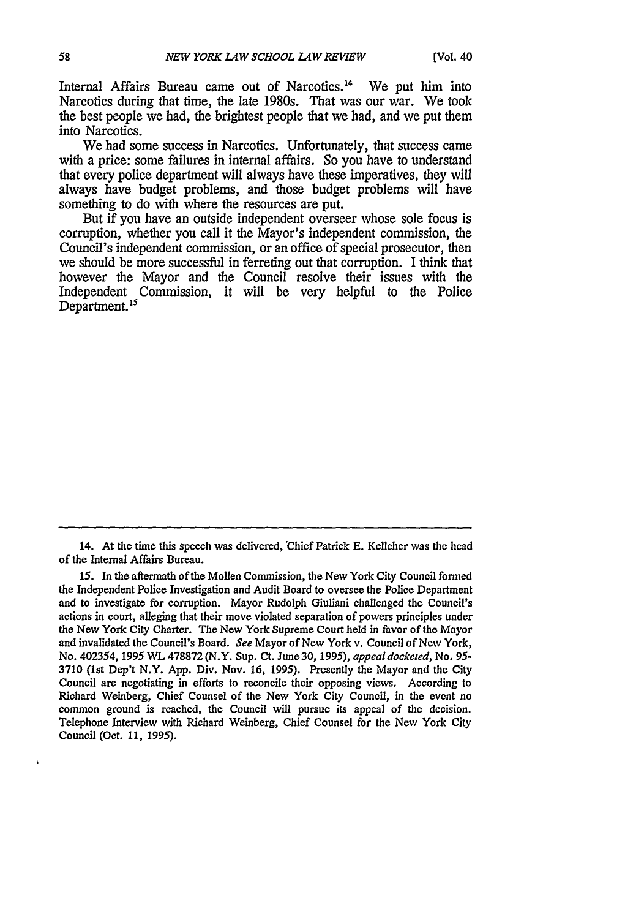Internal Affairs Bureau came out of Narcotics.[14] We put him into Narcotics during that time, the late 1980s. That was our war. We took the best people we had, the brightest people that we had, and we put them into Narcotics.

We had some success in Narcotics. Unfortunately, that success came with a price: some failures in internal affairs. So you have to understand that every police department will always have these imperatives, they will always have budget problems, and those budget problems will have something to do with where the resources are put.

But if you have an outside independent overseer whose sole focus is corruption, whether you call it the Mayor's independent commission, the Council's independent commission, or an office of special prosecutor, then we should be more successful in ferreting out that corruption. I think that however the Mayor and the Council resolve their issues with the Independent Commission, it will be very helpful to the Police Department.[15]

---

14. At the time this speech was delivered, Chief Patrick E. Kelleher was the head of the Internal Affairs Bureau.

15. In the aftermath of the Mollen Commission, the New York City Council formed the Independent Police Investigation and Audit Board to oversee the Police Department and to investigate for corruption. Mayor Rudolph Giuliani challenged the Council's actions in court, alleging that their move violated separation of powers principles under the New York City Charter. The New York Supreme Court held in favor of the Mayor and invalidated the Council's Board. *See* Mayor of New York v. Council of New York, No. 402354, 1995 WL 478872 (N.Y. Sup. Ct. June 30, 1995), *appeal docketed*, No. 95-3710 (1st Dep't N.Y. App. Div. Nov. 16, 1995). Presently the Mayor and the City Council are negotiating in efforts to reconcile their opposing views. According to Richard Weinberg, Chief Counsel of the New York City Council, in the event no common ground is reached, the Council will pursue its appeal of the decision. Telephone Interview with Richard Weinberg, Chief Counsel for the New York City Council (Oct. 11, 1995).